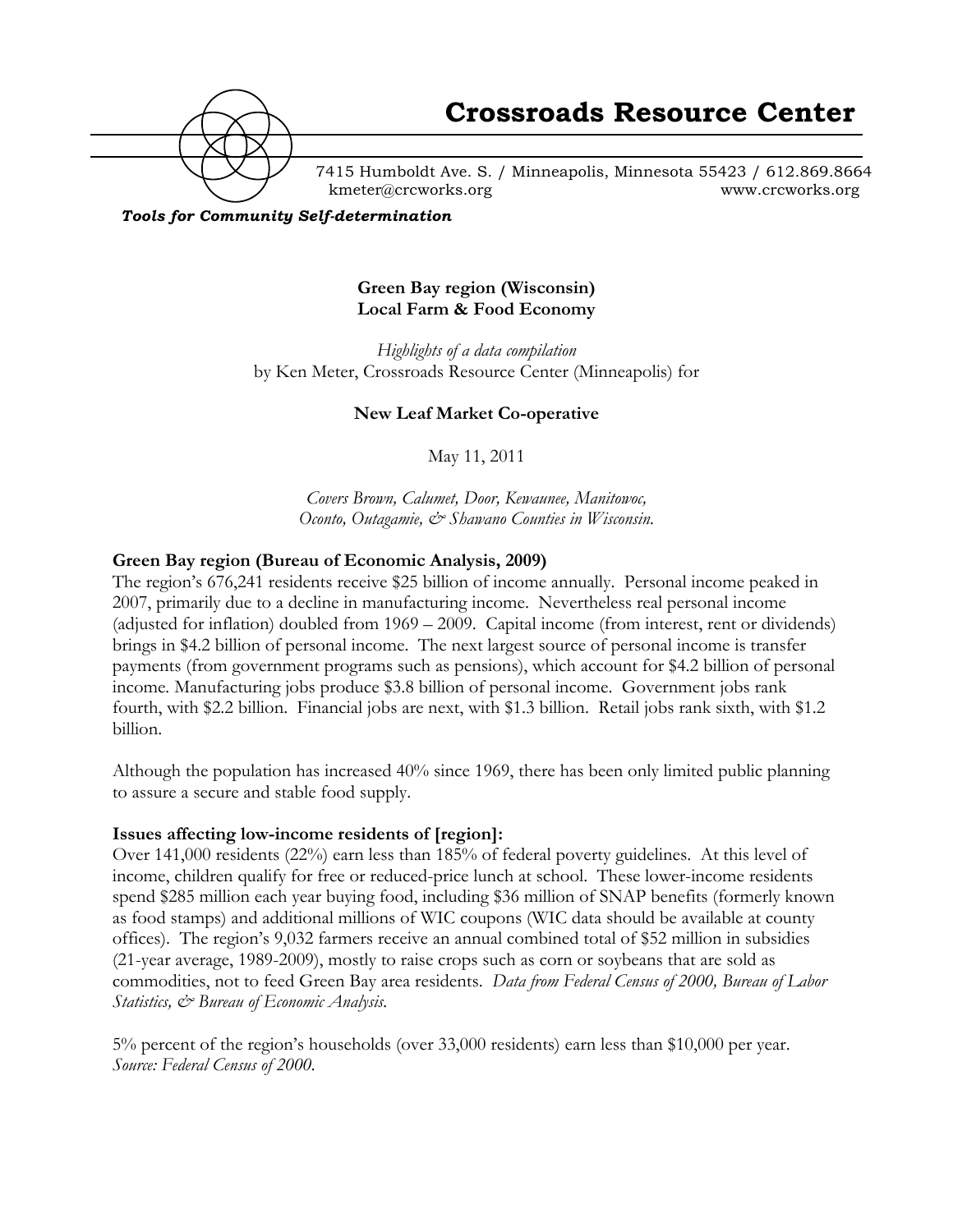# Crossroads Resource Center

7415 Humboldt Ave. S. / Minneapolis, Minnesota 55423 / 612.869.8664
kmeter@crcworks.org www.crcworks.org

***Tools for Community Self-determination***

**Green Bay region (Wisconsin)**
**Local Farm & Food Economy**

*Highlights of a data compilation*
by Ken Meter, Crossroads Resource Center (Minneapolis) for

**New Leaf Market Co-operative**

May 11, 2011

*Covers Brown, Calumet, Door, Kewaunee, Manitowoc, Oconto, Outagamie, & Shawano Counties in Wisconsin.*

## Green Bay region (Bureau of Economic Analysis, 2009)

The region's 676,241 residents receive $25 billion of income annually. Personal income peaked in 2007, primarily due to a decline in manufacturing income. Nevertheless real personal income (adjusted for inflation) doubled from 1969 – 2009. Capital income (from interest, rent or dividends) brings in $4.2 billion of personal income. The next largest source of personal income is transfer payments (from government programs such as pensions), which account for $4.2 billion of personal income. Manufacturing jobs produce $3.8 billion of personal income. Government jobs rank fourth, with $2.2 billion. Financial jobs are next, with $1.3 billion. Retail jobs rank sixth, with $1.2 billion.

Although the population has increased 40% since 1969, there has been only limited public planning to assure a secure and stable food supply.

## Issues affecting low-income residents of [region]:

Over 141,000 residents (22%) earn less than 185% of federal poverty guidelines. At this level of income, children qualify for free or reduced-price lunch at school. These lower-income residents spend $285 million each year buying food, including $36 million of SNAP benefits (formerly known as food stamps) and additional millions of WIC coupons (WIC data should be available at county offices). The region's 9,032 farmers receive an annual combined total of $52 million in subsidies (21-year average, 1989-2009), mostly to raise crops such as corn or soybeans that are sold as commodities, not to feed Green Bay area residents. *Data from Federal Census of 2000, Bureau of Labor Statistics, & Bureau of Economic Analysis.*

5% percent of the region's households (over 33,000 residents) earn less than $10,000 per year. *Source: Federal Census of 2000.*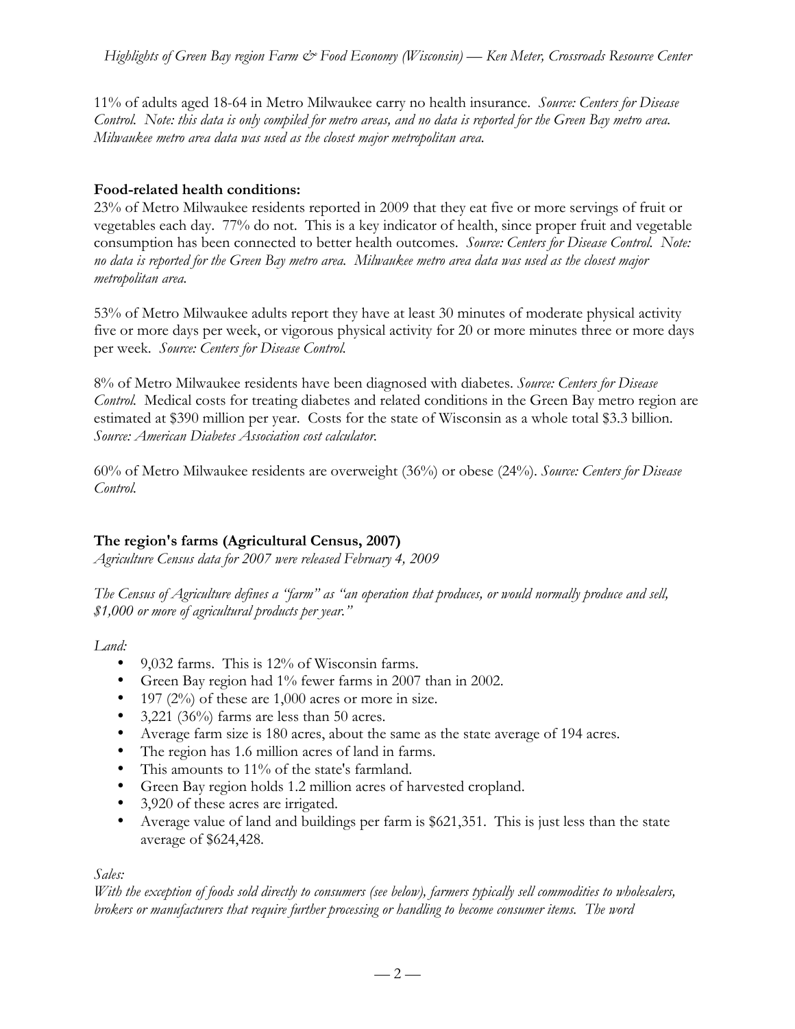11% of adults aged 18-64 in Metro Milwaukee carry no health insurance. *Source: Centers for Disease Control. Note: this data is only compiled for metro areas, and no data is reported for the Green Bay metro area. Milwaukee metro area data was used as the closest major metropolitan area.*

**Food-related health conditions:**

23% of Metro Milwaukee residents reported in 2009 that they eat five or more servings of fruit or vegetables each day. 77% do not. This is a key indicator of health, since proper fruit and vegetable consumption has been connected to better health outcomes. *Source: Centers for Disease Control. Note: no data is reported for the Green Bay metro area. Milwaukee metro area data was used as the closest major metropolitan area.*

53% of Metro Milwaukee adults report they have at least 30 minutes of moderate physical activity five or more days per week, or vigorous physical activity for 20 or more minutes three or more days per week. *Source: Centers for Disease Control.*

8% of Metro Milwaukee residents have been diagnosed with diabetes. *Source: Centers for Disease Control.* Medical costs for treating diabetes and related conditions in the Green Bay metro region are estimated at $390 million per year. Costs for the state of Wisconsin as a whole total $3.3 billion. *Source: American Diabetes Association cost calculator.*

60% of Metro Milwaukee residents are overweight (36%) or obese (24%). *Source: Centers for Disease Control.*

**The region's farms (Agricultural Census, 2007)**

*Agriculture Census data for 2007 were released February 4, 2009*

*The Census of Agriculture defines a "farm" as "an operation that produces, or would normally produce and sell, $1,000 or more of agricultural products per year."*

*Land:*

- 9,032 farms. This is 12% of Wisconsin farms.
- Green Bay region had 1% fewer farms in 2007 than in 2002.
- 197 (2%) of these are 1,000 acres or more in size.
- 3,221 (36%) farms are less than 50 acres.
- Average farm size is 180 acres, about the same as the state average of 194 acres.
- The region has 1.6 million acres of land in farms.
- This amounts to 11% of the state's farmland.
- Green Bay region holds 1.2 million acres of harvested cropland.
- 3,920 of these acres are irrigated.
- Average value of land and buildings per farm is $621,351. This is just less than the state average of $624,428.

*Sales:*

*With the exception of foods sold directly to consumers (see below), farmers typically sell commodities to wholesalers, brokers or manufacturers that require further processing or handling to become consumer items. The word*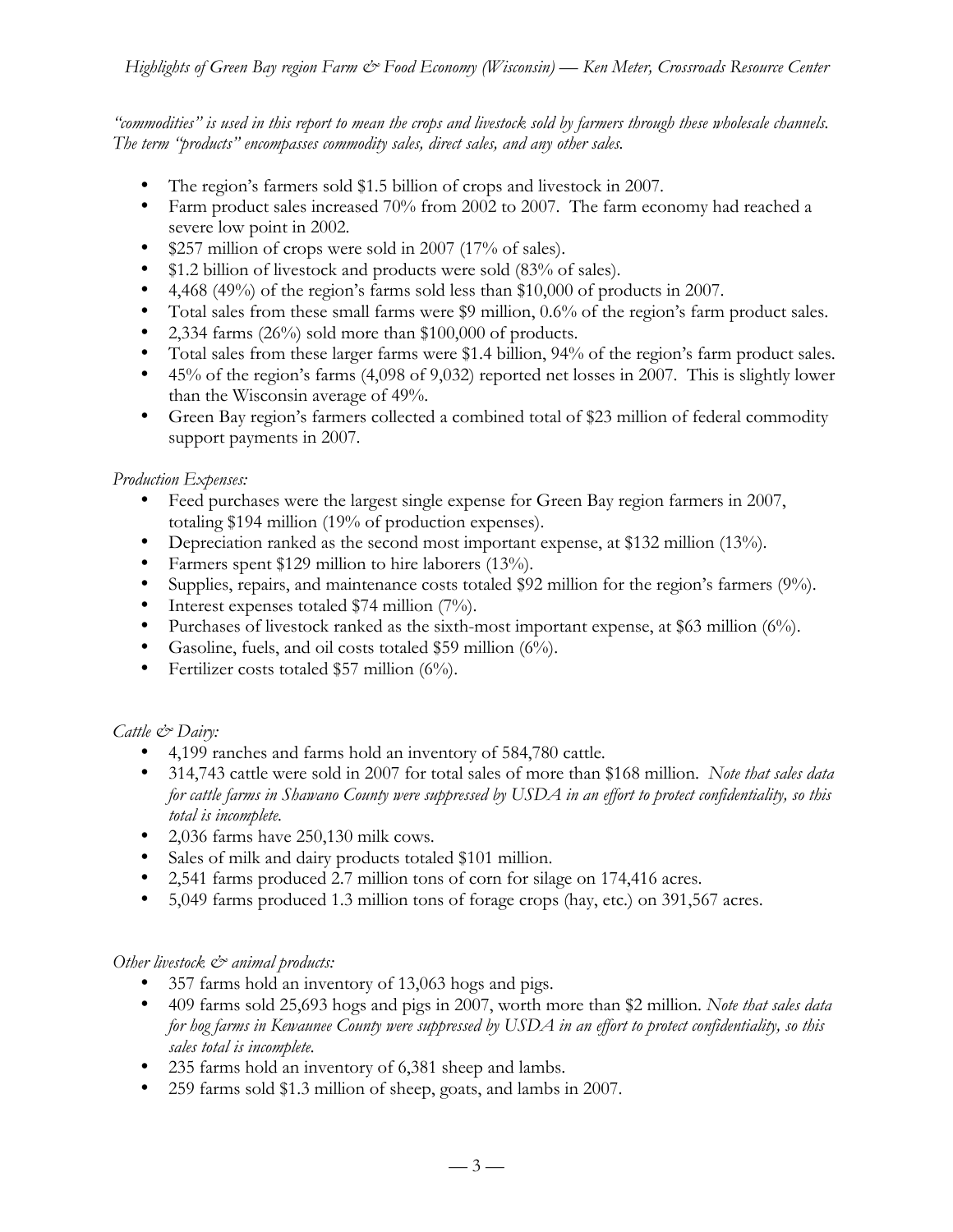*"commodities" is used in this report to mean the crops and livestock sold by farmers through these wholesale channels. The term "products" encompasses commodity sales, direct sales, and any other sales.*

- The region's farmers sold $1.5 billion of crops and livestock in 2007.
- Farm product sales increased 70% from 2002 to 2007. The farm economy had reached a severe low point in 2002.
- $257 million of crops were sold in 2007 (17% of sales).
- $1.2 billion of livestock and products were sold (83% of sales).
- 4,468 (49%) of the region's farms sold less than $10,000 of products in 2007.
- Total sales from these small farms were $9 million, 0.6% of the region's farm product sales.
- 2,334 farms (26%) sold more than $100,000 of products.
- Total sales from these larger farms were $1.4 billion, 94% of the region's farm product sales.
- 45% of the region's farms (4,098 of 9,032) reported net losses in 2007. This is slightly lower than the Wisconsin average of 49%.
- Green Bay region's farmers collected a combined total of $23 million of federal commodity support payments in 2007.

*Production Expenses:*

- Feed purchases were the largest single expense for Green Bay region farmers in 2007, totaling $194 million (19% of production expenses).
- Depreciation ranked as the second most important expense, at $132 million (13%).
- Farmers spent $129 million to hire laborers (13%).
- Supplies, repairs, and maintenance costs totaled $92 million for the region's farmers (9%).
- Interest expenses totaled $74 million (7%).
- Purchases of livestock ranked as the sixth-most important expense, at $63 million (6%).
- Gasoline, fuels, and oil costs totaled $59 million (6%).
- Fertilizer costs totaled $57 million (6%).

*Cattle & Dairy:*

- 4,199 ranches and farms hold an inventory of 584,780 cattle.
- 314,743 cattle were sold in 2007 for total sales of more than $168 million. *Note that sales data for cattle farms in Shawano County were suppressed by USDA in an effort to protect confidentiality, so this total is incomplete.*
- 2,036 farms have 250,130 milk cows.
- Sales of milk and dairy products totaled $101 million.
- 2,541 farms produced 2.7 million tons of corn for silage on 174,416 acres.
- 5,049 farms produced 1.3 million tons of forage crops (hay, etc.) on 391,567 acres.

*Other livestock & animal products:*

- 357 farms hold an inventory of 13,063 hogs and pigs.
- 409 farms sold 25,693 hogs and pigs in 2007, worth more than $2 million. *Note that sales data for hog farms in Kewaunee County were suppressed by USDA in an effort to protect confidentiality, so this sales total is incomplete.*
- 235 farms hold an inventory of 6,381 sheep and lambs.
- 259 farms sold $1.3 million of sheep, goats, and lambs in 2007.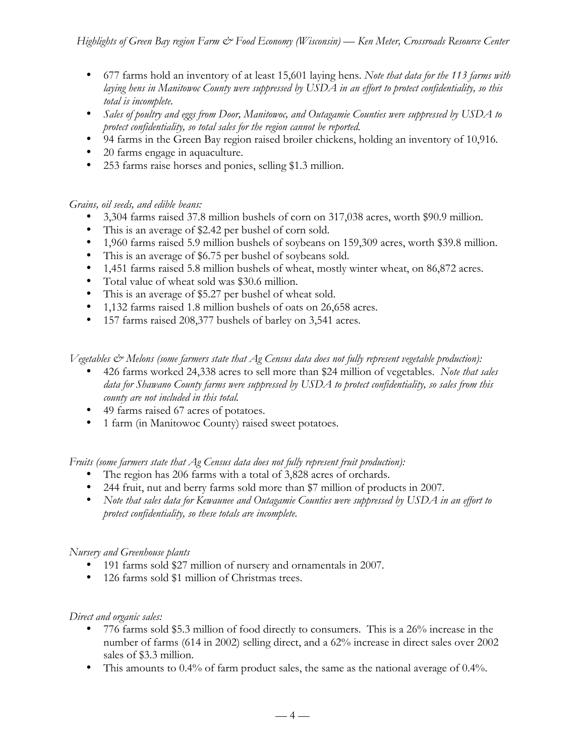- 677 farms hold an inventory of at least 15,601 laying hens. *Note that data for the 113 farms with laying hens in Manitowoc County were suppressed by USDA in an effort to protect confidentiality, so this total is incomplete.*
- *Sales of poultry and eggs from Door, Manitowoc, and Outagamie Counties were suppressed by USDA to protect confidentiality, so total sales for the region cannot be reported.*
- 94 farms in the Green Bay region raised broiler chickens, holding an inventory of 10,916.
- 20 farms engage in aquaculture.
- 253 farms raise horses and ponies, selling $1.3 million.

*Grains, oil seeds, and edible beans:*

- 3,304 farms raised 37.8 million bushels of corn on 317,038 acres, worth $90.9 million.
- This is an average of $2.42 per bushel of corn sold.
- 1,960 farms raised 5.9 million bushels of soybeans on 159,309 acres, worth $39.8 million.
- This is an average of $6.75 per bushel of soybeans sold.
- 1,451 farms raised 5.8 million bushels of wheat, mostly winter wheat, on 86,872 acres.
- Total value of wheat sold was $30.6 million.
- This is an average of $5.27 per bushel of wheat sold.
- 1,132 farms raised 1.8 million bushels of oats on 26,658 acres.
- 157 farms raised 208,377 bushels of barley on 3,541 acres.

*Vegetables & Melons (some farmers state that Ag Census data does not fully represent vegetable production):*

- 426 farms worked 24,338 acres to sell more than $24 million of vegetables. *Note that sales data for Shawano County farms were suppressed by USDA to protect confidentiality, so sales from this county are not included in this total.*
- 49 farms raised 67 acres of potatoes.
- 1 farm (in Manitowoc County) raised sweet potatoes.

*Fruits (some farmers state that Ag Census data does not fully represent fruit production):*

- The region has 206 farms with a total of 3,828 acres of orchards.
- 244 fruit, nut and berry farms sold more than $7 million of products in 2007.
- *Note that sales data for Kewaunee and Outagamie Counties were suppressed by USDA in an effort to protect confidentiality, so these totals are incomplete.*

*Nursery and Greenhouse plants*

- 191 farms sold $27 million of nursery and ornamentals in 2007.
- 126 farms sold $1 million of Christmas trees.

*Direct and organic sales:*

- 776 farms sold $5.3 million of food directly to consumers. This is a 26% increase in the number of farms (614 in 2002) selling direct, and a 62% increase in direct sales over 2002 sales of $3.3 million.
- This amounts to 0.4% of farm product sales, the same as the national average of 0.4%.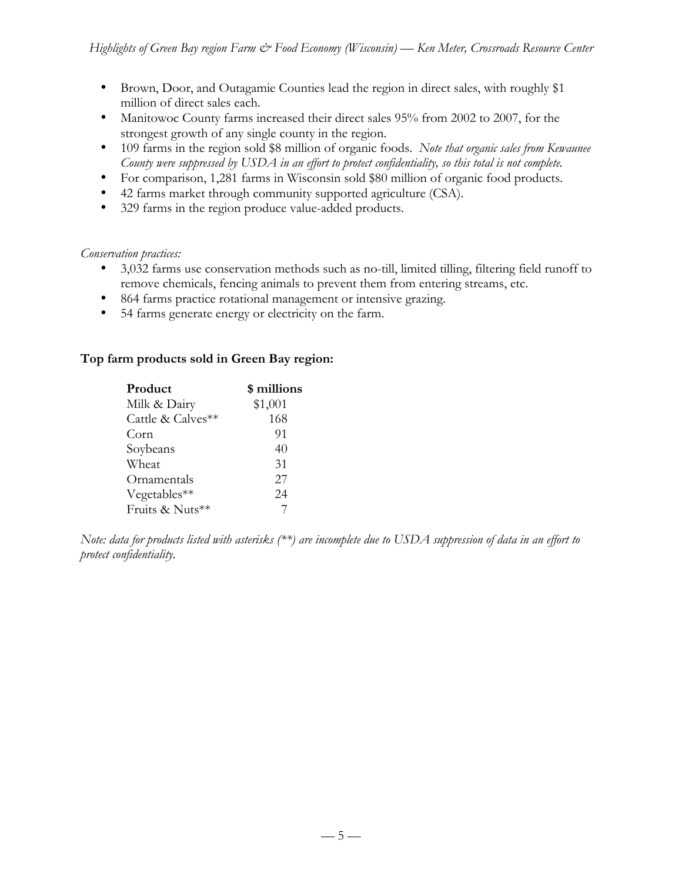- Brown, Door, and Outagamie Counties lead the region in direct sales, with roughly $1 million of direct sales each.
- Manitowoc County farms increased their direct sales 95% from 2002 to 2007, for the strongest growth of any single county in the region.
- 109 farms in the region sold $8 million of organic foods. *Note that organic sales from Kewaunee County were suppressed by USDA in an effort to protect confidentiality, so this total is not complete.*
- For comparison, 1,281 farms in Wisconsin sold $80 million of organic food products.
- 42 farms market through community supported agriculture (CSA).
- 329 farms in the region produce value-added products.

*Conservation practices:*

- 3,032 farms use conservation methods such as no-till, limited tilling, filtering field runoff to remove chemicals, fencing animals to prevent them from entering streams, etc.
- 864 farms practice rotational management or intensive grazing.
- 54 farms generate energy or electricity on the farm.

**Top farm products sold in Green Bay region:**

| Product | $ millions |
|---|---|
| Milk & Dairy | $1,001 |
| Cattle & Calves** | 168 |
| Corn | 91 |
| Soybeans | 40 |
| Wheat | 31 |
| Ornamentals | 27 |
| Vegetables** | 24 |
| Fruits & Nuts** | 7 |

*Note: data for products listed with asterisks (**) are incomplete due to USDA suppression of data in an effort to protect confidentiality.*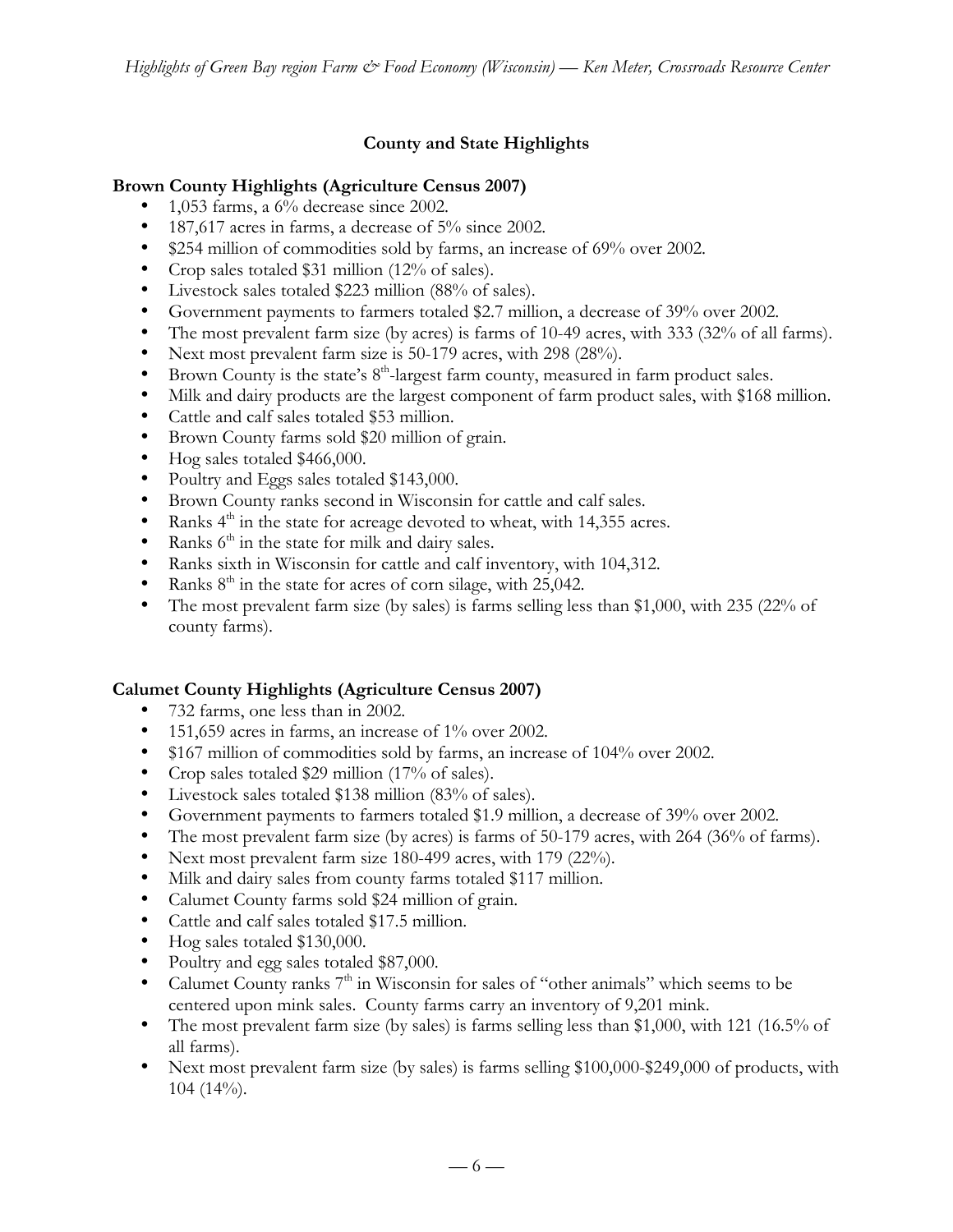## County and State Highlights

### Brown County Highlights (Agriculture Census 2007)

- 1,053 farms, a 6% decrease since 2002.
- 187,617 acres in farms, a decrease of 5% since 2002.
- $254 million of commodities sold by farms, an increase of 69% over 2002.
- Crop sales totaled $31 million (12% of sales).
- Livestock sales totaled $223 million (88% of sales).
- Government payments to farmers totaled $2.7 million, a decrease of 39% over 2002.
- The most prevalent farm size (by acres) is farms of 10-49 acres, with 333 (32% of all farms).
- Next most prevalent farm size is 50-179 acres, with 298 (28%).
- Brown County is the state's 8th-largest farm county, measured in farm product sales.
- Milk and dairy products are the largest component of farm product sales, with $168 million.
- Cattle and calf sales totaled $53 million.
- Brown County farms sold $20 million of grain.
- Hog sales totaled $466,000.
- Poultry and Eggs sales totaled $143,000.
- Brown County ranks second in Wisconsin for cattle and calf sales.
- Ranks 4th in the state for acreage devoted to wheat, with 14,355 acres.
- Ranks 6th in the state for milk and dairy sales.
- Ranks sixth in Wisconsin for cattle and calf inventory, with 104,312.
- Ranks 8th in the state for acres of corn silage, with 25,042.
- The most prevalent farm size (by sales) is farms selling less than $1,000, with 235 (22% of county farms).

### Calumet County Highlights (Agriculture Census 2007)

- 732 farms, one less than in 2002.
- 151,659 acres in farms, an increase of 1% over 2002.
- $167 million of commodities sold by farms, an increase of 104% over 2002.
- Crop sales totaled $29 million (17% of sales).
- Livestock sales totaled $138 million (83% of sales).
- Government payments to farmers totaled $1.9 million, a decrease of 39% over 2002.
- The most prevalent farm size (by acres) is farms of 50-179 acres, with 264 (36% of farms).
- Next most prevalent farm size 180-499 acres, with 179 (22%).
- Milk and dairy sales from county farms totaled $117 million.
- Calumet County farms sold $24 million of grain.
- Cattle and calf sales totaled $17.5 million.
- Hog sales totaled $130,000.
- Poultry and egg sales totaled $87,000.
- Calumet County ranks 7th in Wisconsin for sales of "other animals" which seems to be centered upon mink sales. County farms carry an inventory of 9,201 mink.
- The most prevalent farm size (by sales) is farms selling less than $1,000, with 121 (16.5% of all farms).
- Next most prevalent farm size (by sales) is farms selling $100,000-$249,000 of products, with 104 (14%).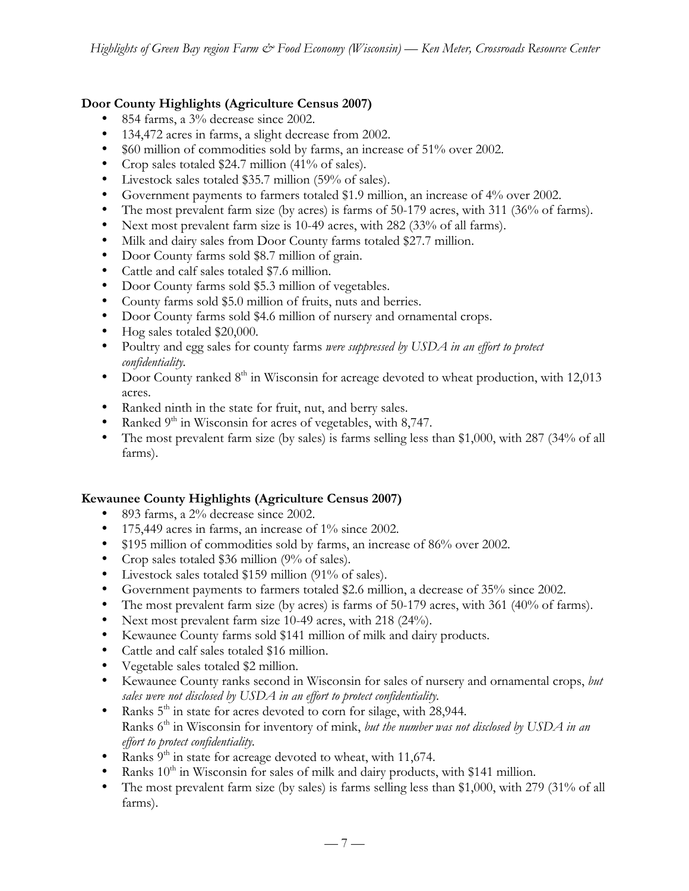**Door County Highlights (Agriculture Census 2007)**

- 854 farms, a 3% decrease since 2002.
- 134,472 acres in farms, a slight decrease from 2002.
- $60 million of commodities sold by farms, an increase of 51% over 2002.
- Crop sales totaled $24.7 million (41% of sales).
- Livestock sales totaled $35.7 million (59% of sales).
- Government payments to farmers totaled $1.9 million, an increase of 4% over 2002.
- The most prevalent farm size (by acres) is farms of 50-179 acres, with 311 (36% of farms).
- Next most prevalent farm size is 10-49 acres, with 282 (33% of all farms).
- Milk and dairy sales from Door County farms totaled $27.7 million.
- Door County farms sold $8.7 million of grain.
- Cattle and calf sales totaled $7.6 million.
- Door County farms sold $5.3 million of vegetables.
- County farms sold $5.0 million of fruits, nuts and berries.
- Door County farms sold $4.6 million of nursery and ornamental crops.
- Hog sales totaled $20,000.
- Poultry and egg sales for county farms *were suppressed by USDA in an effort to protect confidentiality.*
- Door County ranked 8th in Wisconsin for acreage devoted to wheat production, with 12,013 acres.
- Ranked ninth in the state for fruit, nut, and berry sales.
- Ranked 9th in Wisconsin for acres of vegetables, with 8,747.
- The most prevalent farm size (by sales) is farms selling less than $1,000, with 287 (34% of all farms).

**Kewaunee County Highlights (Agriculture Census 2007)**

- 893 farms, a 2% decrease since 2002.
- 175,449 acres in farms, an increase of 1% since 2002.
- $195 million of commodities sold by farms, an increase of 86% over 2002.
- Crop sales totaled $36 million (9% of sales).
- Livestock sales totaled $159 million (91% of sales).
- Government payments to farmers totaled $2.6 million, a decrease of 35% since 2002.
- The most prevalent farm size (by acres) is farms of 50-179 acres, with 361 (40% of farms).
- Next most prevalent farm size 10-49 acres, with 218 (24%).
- Kewaunee County farms sold $141 million of milk and dairy products.
- Cattle and calf sales totaled $16 million.
- Vegetable sales totaled $2 million.
- Kewaunee County ranks second in Wisconsin for sales of nursery and ornamental crops, *but sales were not disclosed by USDA in an effort to protect confidentiality.*
- Ranks 5th in state for acres devoted to corn for silage, with 28,944.
  Ranks 6th in Wisconsin for inventory of mink, *but the number was not disclosed by USDA in an effort to protect confidentiality.*
- Ranks 9th in state for acreage devoted to wheat, with 11,674.
- Ranks 10th in Wisconsin for sales of milk and dairy products, with $141 million.
- The most prevalent farm size (by sales) is farms selling less than $1,000, with 279 (31% of all farms).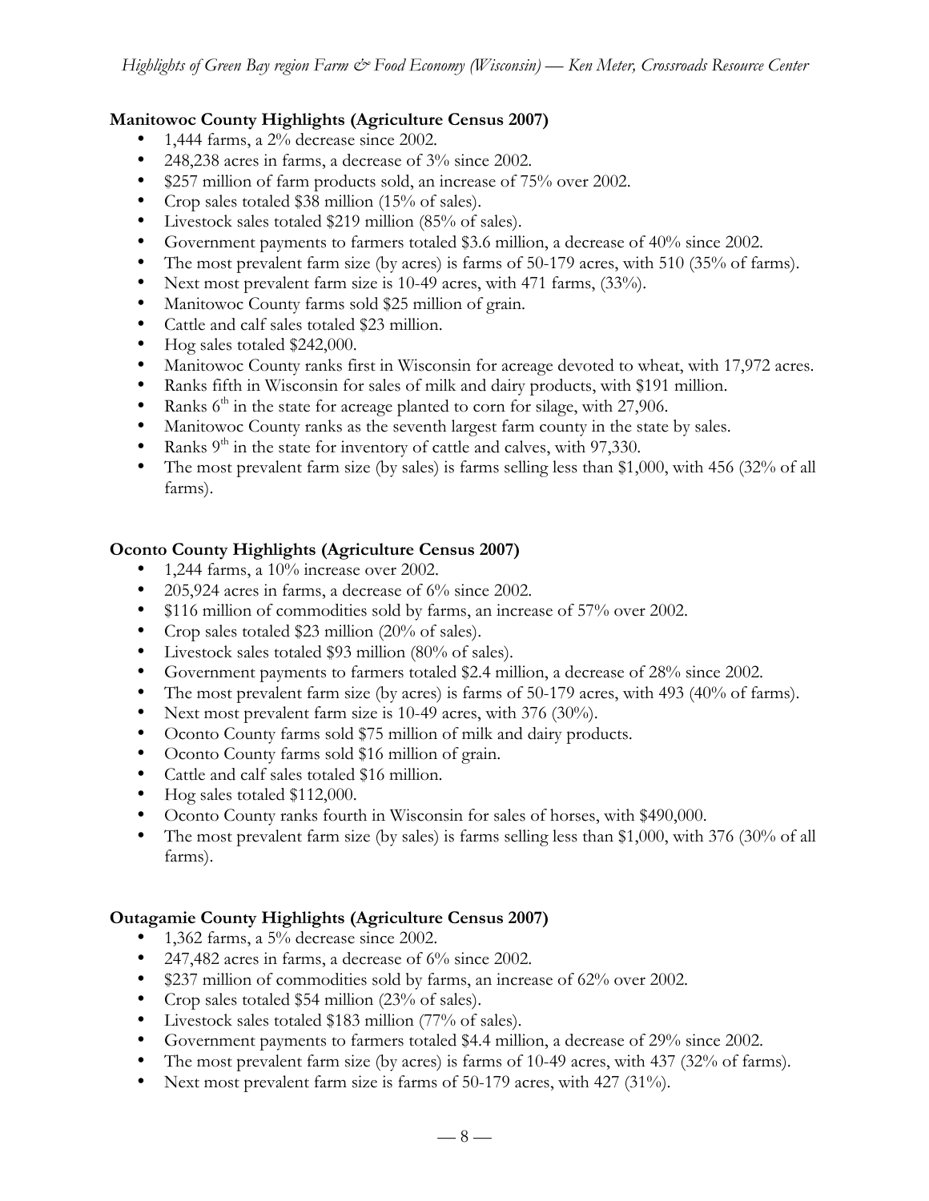**Manitowoc County Highlights (Agriculture Census 2007)**

- 1,444 farms, a 2% decrease since 2002.
- 248,238 acres in farms, a decrease of 3% since 2002.
- $257 million of farm products sold, an increase of 75% over 2002.
- Crop sales totaled $38 million (15% of sales).
- Livestock sales totaled $219 million (85% of sales).
- Government payments to farmers totaled $3.6 million, a decrease of 40% since 2002.
- The most prevalent farm size (by acres) is farms of 50-179 acres, with 510 (35% of farms).
- Next most prevalent farm size is 10-49 acres, with 471 farms, (33%).
- Manitowoc County farms sold $25 million of grain.
- Cattle and calf sales totaled $23 million.
- Hog sales totaled $242,000.
- Manitowoc County ranks first in Wisconsin for acreage devoted to wheat, with 17,972 acres.
- Ranks fifth in Wisconsin for sales of milk and dairy products, with $191 million.
- Ranks 6th in the state for acreage planted to corn for silage, with 27,906.
- Manitowoc County ranks as the seventh largest farm county in the state by sales.
- Ranks 9th in the state for inventory of cattle and calves, with 97,330.
- The most prevalent farm size (by sales) is farms selling less than $1,000, with 456 (32% of all farms).

**Oconto County Highlights (Agriculture Census 2007)**

- 1,244 farms, a 10% increase over 2002.
- 205,924 acres in farms, a decrease of 6% since 2002.
- $116 million of commodities sold by farms, an increase of 57% over 2002.
- Crop sales totaled $23 million (20% of sales).
- Livestock sales totaled $93 million (80% of sales).
- Government payments to farmers totaled $2.4 million, a decrease of 28% since 2002.
- The most prevalent farm size (by acres) is farms of 50-179 acres, with 493 (40% of farms).
- Next most prevalent farm size is 10-49 acres, with 376 (30%).
- Oconto County farms sold $75 million of milk and dairy products.
- Oconto County farms sold $16 million of grain.
- Cattle and calf sales totaled $16 million.
- Hog sales totaled $112,000.
- Oconto County ranks fourth in Wisconsin for sales of horses, with $490,000.
- The most prevalent farm size (by sales) is farms selling less than $1,000, with 376 (30% of all farms).

**Outagamie County Highlights (Agriculture Census 2007)**

- 1,362 farms, a 5% decrease since 2002.
- 247,482 acres in farms, a decrease of 6% since 2002.
- $237 million of commodities sold by farms, an increase of 62% over 2002.
- Crop sales totaled $54 million (23% of sales).
- Livestock sales totaled $183 million (77% of sales).
- Government payments to farmers totaled $4.4 million, a decrease of 29% since 2002.
- The most prevalent farm size (by acres) is farms of 10-49 acres, with 437 (32% of farms).
- Next most prevalent farm size is farms of 50-179 acres, with 427 (31%).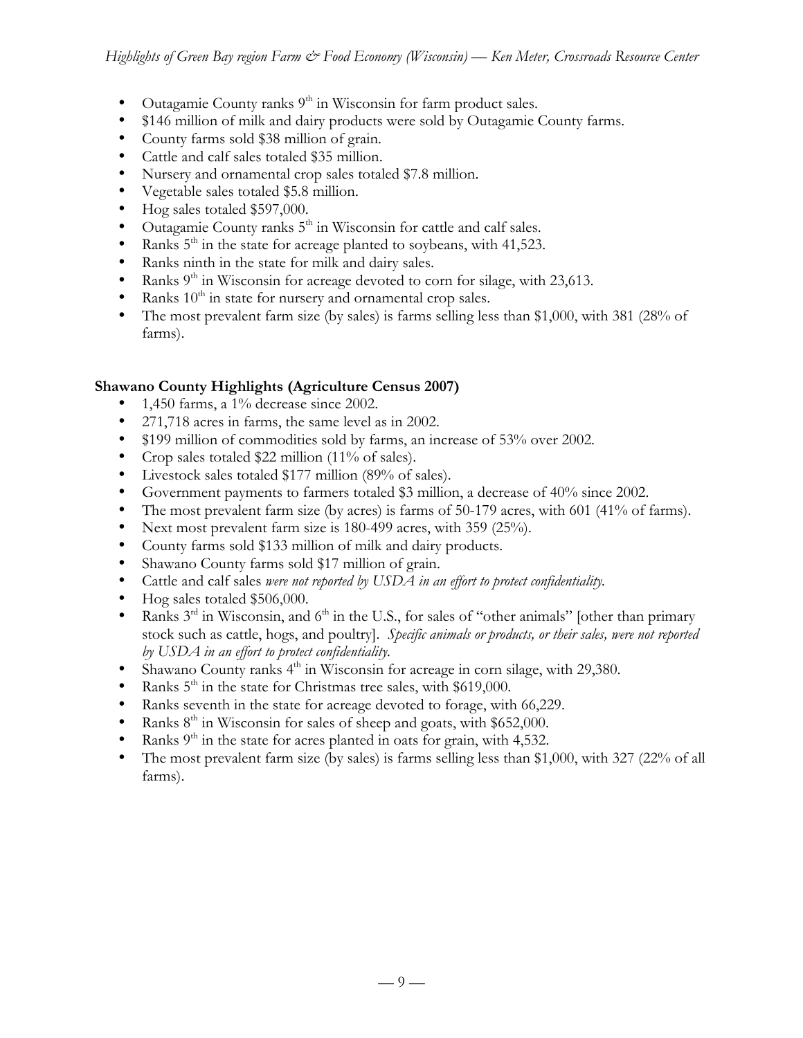- Outagamie County ranks 9th in Wisconsin for farm product sales.
- $146 million of milk and dairy products were sold by Outagamie County farms.
- County farms sold $38 million of grain.
- Cattle and calf sales totaled $35 million.
- Nursery and ornamental crop sales totaled $7.8 million.
- Vegetable sales totaled $5.8 million.
- Hog sales totaled $597,000.
- Outagamie County ranks 5th in Wisconsin for cattle and calf sales.
- Ranks 5th in the state for acreage planted to soybeans, with 41,523.
- Ranks ninth in the state for milk and dairy sales.
- Ranks 9th in Wisconsin for acreage devoted to corn for silage, with 23,613.
- Ranks 10th in state for nursery and ornamental crop sales.
- The most prevalent farm size (by sales) is farms selling less than $1,000, with 381 (28% of farms).

**Shawano County Highlights (Agriculture Census 2007)**

- 1,450 farms, a 1% decrease since 2002.
- 271,718 acres in farms, the same level as in 2002.
- $199 million of commodities sold by farms, an increase of 53% over 2002.
- Crop sales totaled $22 million (11% of sales).
- Livestock sales totaled $177 million (89% of sales).
- Government payments to farmers totaled $3 million, a decrease of 40% since 2002.
- The most prevalent farm size (by acres) is farms of 50-179 acres, with 601 (41% of farms).
- Next most prevalent farm size is 180-499 acres, with 359 (25%).
- County farms sold $133 million of milk and dairy products.
- Shawano County farms sold $17 million of grain.
- Cattle and calf sales *were not reported by USDA in an effort to protect confidentiality.*
- Hog sales totaled $506,000.
- Ranks 3rd in Wisconsin, and 6th in the U.S., for sales of "other animals" [other than primary stock such as cattle, hogs, and poultry]. *Specific animals or products, or their sales, were not reported by USDA in an effort to protect confidentiality.*
- Shawano County ranks 4th in Wisconsin for acreage in corn silage, with 29,380.
- Ranks 5th in the state for Christmas tree sales, with $619,000.
- Ranks seventh in the state for acreage devoted to forage, with 66,229.
- Ranks 8th in Wisconsin for sales of sheep and goats, with $652,000.
- Ranks 9th in the state for acres planted in oats for grain, with 4,532.
- The most prevalent farm size (by sales) is farms selling less than $1,000, with 327 (22% of all farms).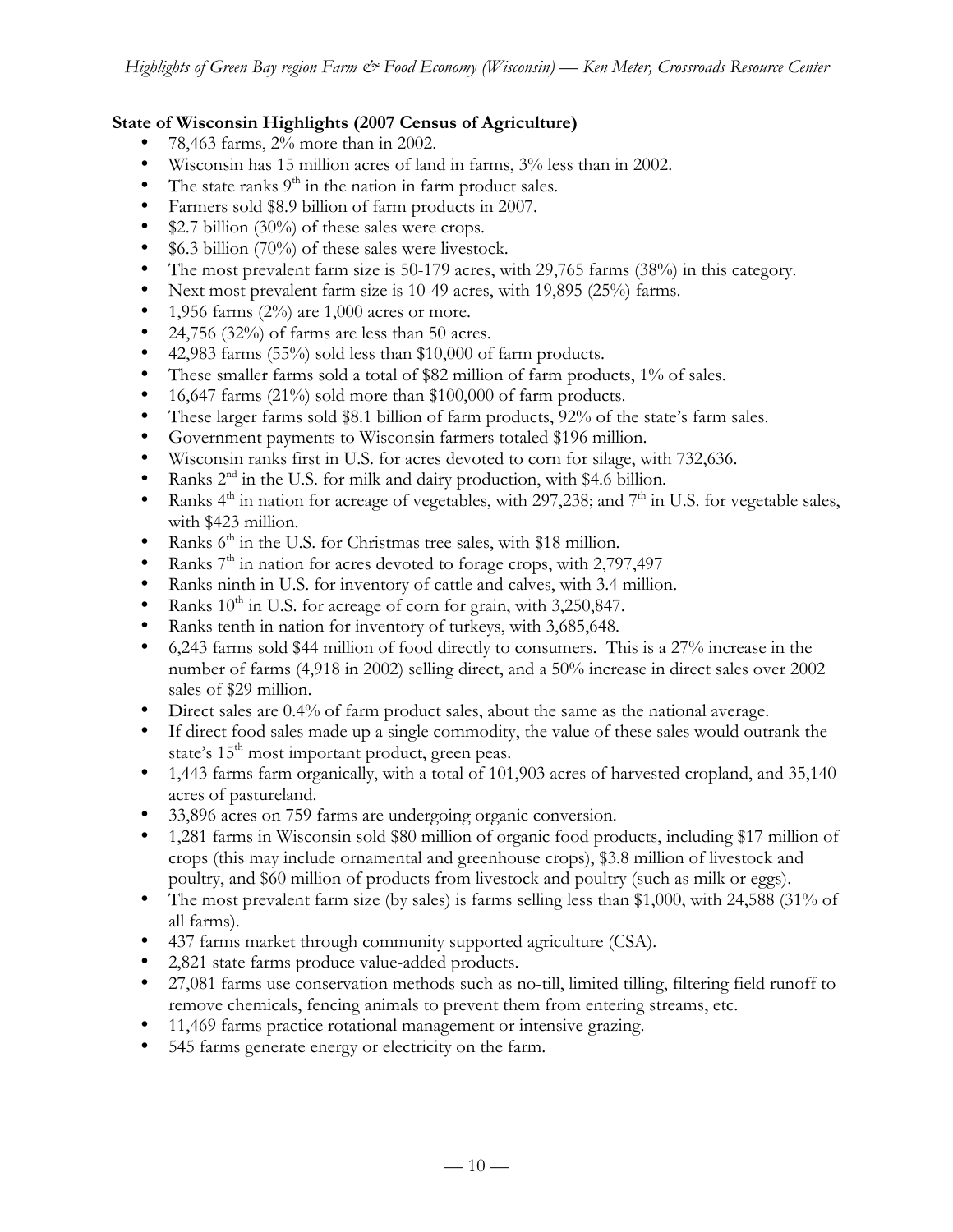**State of Wisconsin Highlights (2007 Census of Agriculture)**

- 78,463 farms, 2% more than in 2002.
- Wisconsin has 15 million acres of land in farms, 3% less than in 2002.
- The state ranks 9th in the nation in farm product sales.
- Farmers sold $8.9 billion of farm products in 2007.
- $2.7 billion (30%) of these sales were crops.
- $6.3 billion (70%) of these sales were livestock.
- The most prevalent farm size is 50-179 acres, with 29,765 farms (38%) in this category.
- Next most prevalent farm size is 10-49 acres, with 19,895 (25%) farms.
- 1,956 farms (2%) are 1,000 acres or more.
- 24,756 (32%) of farms are less than 50 acres.
- 42,983 farms (55%) sold less than $10,000 of farm products.
- These smaller farms sold a total of $82 million of farm products, 1% of sales.
- 16,647 farms (21%) sold more than $100,000 of farm products.
- These larger farms sold $8.1 billion of farm products, 92% of the state's farm sales.
- Government payments to Wisconsin farmers totaled $196 million.
- Wisconsin ranks first in U.S. for acres devoted to corn for silage, with 732,636.
- Ranks 2nd in the U.S. for milk and dairy production, with $4.6 billion.
- Ranks 4th in nation for acreage of vegetables, with 297,238; and 7th in U.S. for vegetable sales, with $423 million.
- Ranks 6th in the U.S. for Christmas tree sales, with $18 million.
- Ranks 7th in nation for acres devoted to forage crops, with 2,797,497
- Ranks ninth in U.S. for inventory of cattle and calves, with 3.4 million.
- Ranks 10th in U.S. for acreage of corn for grain, with 3,250,847.
- Ranks tenth in nation for inventory of turkeys, with 3,685,648.
- 6,243 farms sold $44 million of food directly to consumers. This is a 27% increase in the number of farms (4,918 in 2002) selling direct, and a 50% increase in direct sales over 2002 sales of $29 million.
- Direct sales are 0.4% of farm product sales, about the same as the national average.
- If direct food sales made up a single commodity, the value of these sales would outrank the state's 15th most important product, green peas.
- 1,443 farms farm organically, with a total of 101,903 acres of harvested cropland, and 35,140 acres of pastureland.
- 33,896 acres on 759 farms are undergoing organic conversion.
- 1,281 farms in Wisconsin sold $80 million of organic food products, including $17 million of crops (this may include ornamental and greenhouse crops), $3.8 million of livestock and poultry, and $60 million of products from livestock and poultry (such as milk or eggs).
- The most prevalent farm size (by sales) is farms selling less than $1,000, with 24,588 (31% of all farms).
- 437 farms market through community supported agriculture (CSA).
- 2,821 state farms produce value-added products.
- 27,081 farms use conservation methods such as no-till, limited tilling, filtering field runoff to remove chemicals, fencing animals to prevent them from entering streams, etc.
- 11,469 farms practice rotational management or intensive grazing.
- 545 farms generate energy or electricity on the farm.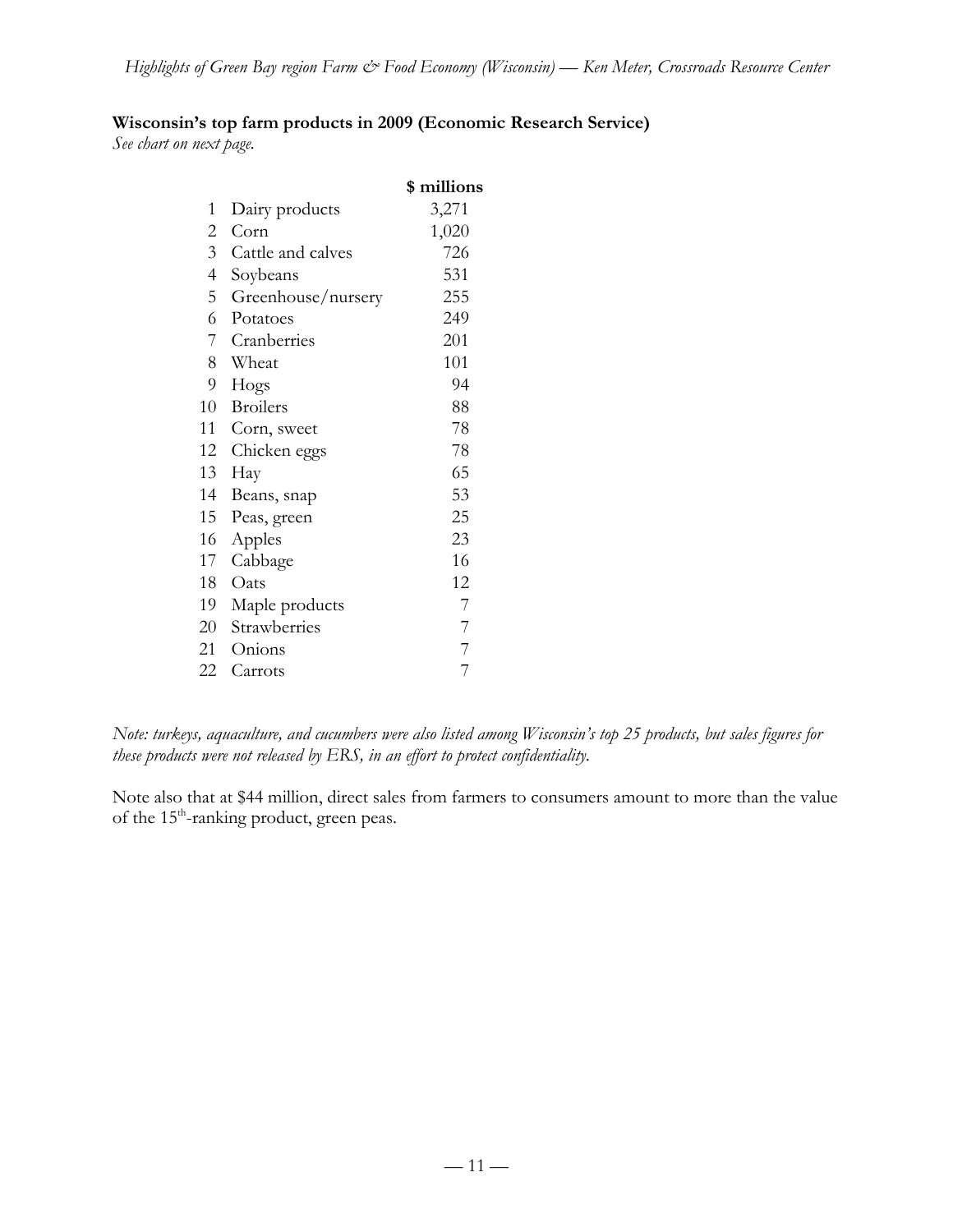**Wisconsin's top farm products in 2009 (Economic Research Service)**

*See chart on next page.*

| | | $ millions |
|---|---|---|
| 1 | Dairy products | 3,271 |
| 2 | Corn | 1,020 |
| 3 | Cattle and calves | 726 |
| 4 | Soybeans | 531 |
| 5 | Greenhouse/nursery | 255 |
| 6 | Potatoes | 249 |
| 7 | Cranberries | 201 |
| 8 | Wheat | 101 |
| 9 | Hogs | 94 |
| 10 | Broilers | 88 |
| 11 | Corn, sweet | 78 |
| 12 | Chicken eggs | 78 |
| 13 | Hay | 65 |
| 14 | Beans, snap | 53 |
| 15 | Peas, green | 25 |
| 16 | Apples | 23 |
| 17 | Cabbage | 16 |
| 18 | Oats | 12 |
| 19 | Maple products | 7 |
| 20 | Strawberries | 7 |
| 21 | Onions | 7 |
| 22 | Carrots | 7 |

*Note: turkeys, aquaculture, and cucumbers were also listed among Wisconsin's top 25 products, but sales figures for these products were not released by ERS, in an effort to protect confidentiality.*

Note also that at $44 million, direct sales from farmers to consumers amount to more than the value of the 15th-ranking product, green peas.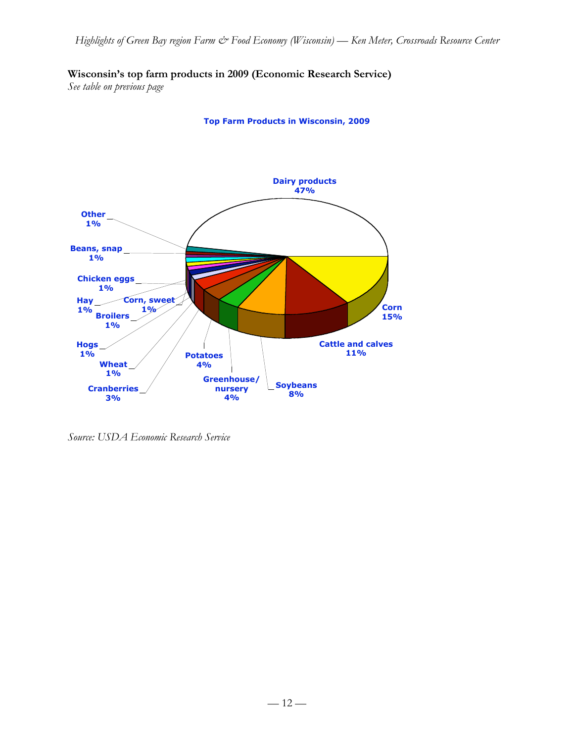**Wisconsin's top farm products in 2009 (Economic Research Service)**

*See table on previous page*

**Top Farm Products in Wisconsin, 2009**

- Dairy products 47%
- Corn 15%
- Cattle and calves 11%
- Soybeans 8%
- Greenhouse/nursery 4%
- Potatoes 4%
- Cranberries 3%
- Wheat 1%
- Hogs 1%
- Broilers 1%
- Corn, sweet 1%
- Hay 1%
- Chicken eggs 1%
- Beans, snap 1%
- Other 1%

*Source: USDA Economic Research Service*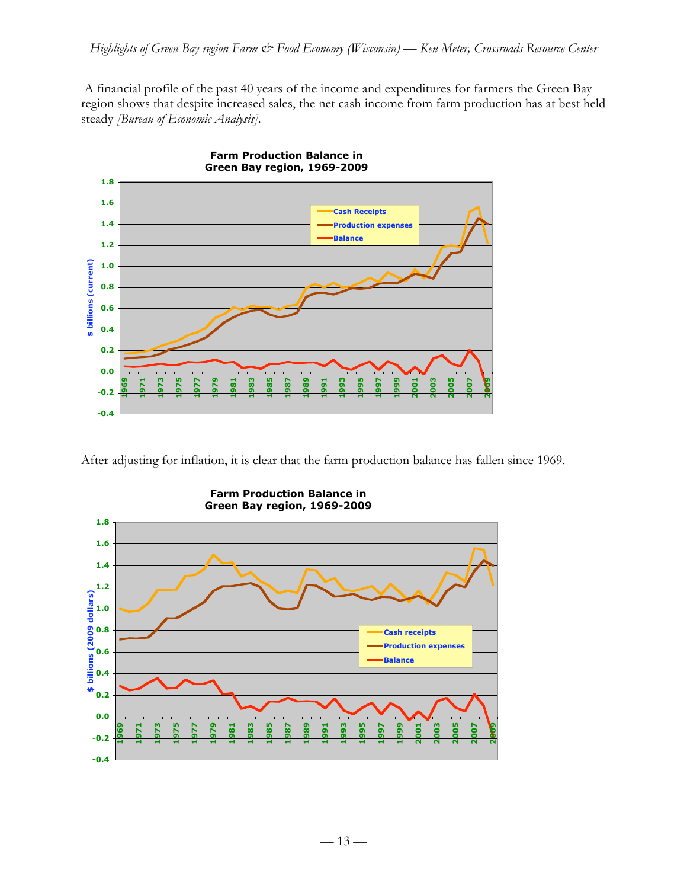A financial profile of the past 40 years of the income and expenditures for farmers the Green Bay region shows that despite increased sales, the net cash income from farm production has at best held steady *[Bureau of Economic Analysis]*.

**Farm Production Balance in Green Bay region, 1969-2009**

After adjusting for inflation, it is clear that the farm production balance has fallen since 1969.

**Farm Production Balance in Green Bay region, 1969-2009**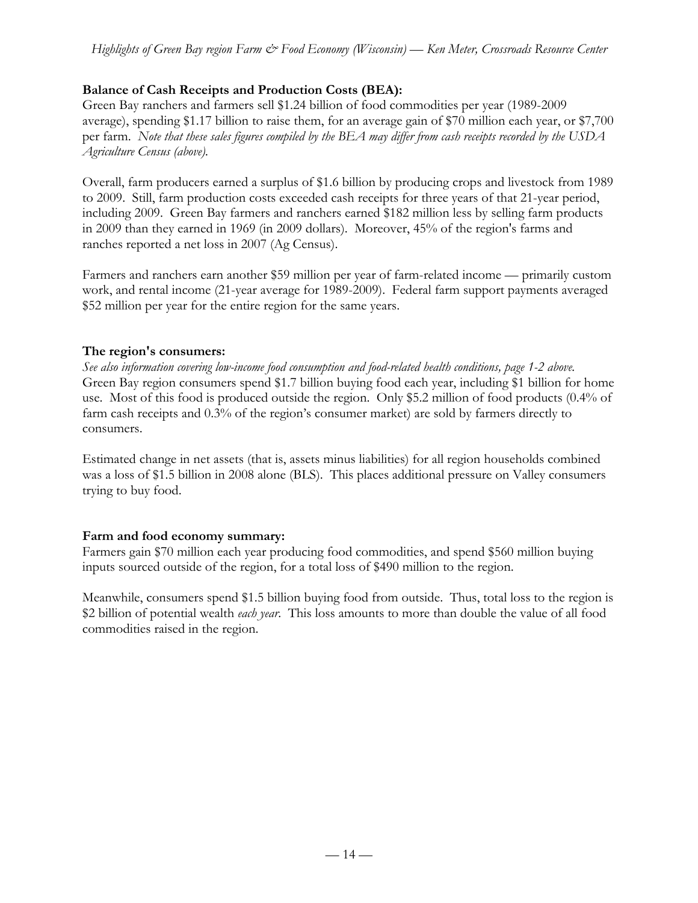**Balance of Cash Receipts and Production Costs (BEA):**

Green Bay ranchers and farmers sell $1.24 billion of food commodities per year (1989-2009 average), spending $1.17 billion to raise them, for an average gain of $70 million each year, or $7,700 per farm. *Note that these sales figures compiled by the BEA may differ from cash receipts recorded by the USDA Agriculture Census (above).*

Overall, farm producers earned a surplus of $1.6 billion by producing crops and livestock from 1989 to 2009. Still, farm production costs exceeded cash receipts for three years of that 21-year period, including 2009. Green Bay farmers and ranchers earned $182 million less by selling farm products in 2009 than they earned in 1969 (in 2009 dollars). Moreover, 45% of the region's farms and ranches reported a net loss in 2007 (Ag Census).

Farmers and ranchers earn another $59 million per year of farm-related income — primarily custom work, and rental income (21-year average for 1989-2009). Federal farm support payments averaged $52 million per year for the entire region for the same years.

**The region's consumers:**

*See also information covering low-income food consumption and food-related health conditions, page 1-2 above.*
Green Bay region consumers spend $1.7 billion buying food each year, including $1 billion for home use. Most of this food is produced outside the region. Only $5.2 million of food products (0.4% of farm cash receipts and 0.3% of the region's consumer market) are sold by farmers directly to consumers.

Estimated change in net assets (that is, assets minus liabilities) for all region households combined was a loss of $1.5 billion in 2008 alone (BLS). This places additional pressure on Valley consumers trying to buy food.

**Farm and food economy summary:**

Farmers gain $70 million each year producing food commodities, and spend $560 million buying inputs sourced outside of the region, for a total loss of $490 million to the region.

Meanwhile, consumers spend $1.5 billion buying food from outside. Thus, total loss to the region is $2 billion of potential wealth *each year*. This loss amounts to more than double the value of all food commodities raised in the region.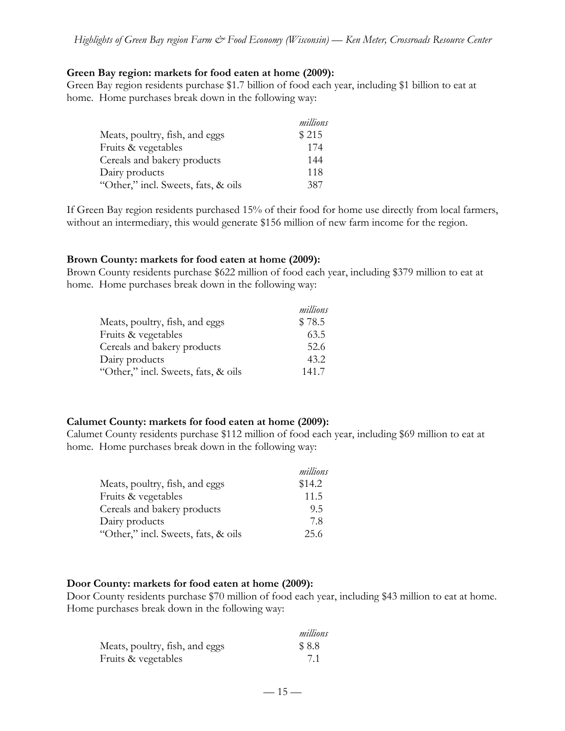**Green Bay region: markets for food eaten at home (2009):**
Green Bay region residents purchase $1.7 billion of food each year, including $1 billion to eat at home. Home purchases break down in the following way:

| | *millions* |
|---|---|
| Meats, poultry, fish, and eggs | $ 215 |
| Fruits & vegetables | 174 |
| Cereals and bakery products | 144 |
| Dairy products | 118 |
| "Other," incl. Sweets, fats, & oils | 387 |

If Green Bay region residents purchased 15% of their food for home use directly from local farmers, without an intermediary, this would generate $156 million of new farm income for the region.

**Brown County: markets for food eaten at home (2009):**
Brown County residents purchase $622 million of food each year, including $379 million to eat at home. Home purchases break down in the following way:

| | *millions* |
|---|---|
| Meats, poultry, fish, and eggs | $ 78.5 |
| Fruits & vegetables | 63.5 |
| Cereals and bakery products | 52.6 |
| Dairy products | 43.2 |
| "Other," incl. Sweets, fats, & oils | 141.7 |

**Calumet County: markets for food eaten at home (2009):**
Calumet County residents purchase $112 million of food each year, including $69 million to eat at home. Home purchases break down in the following way:

| | *millions* |
|---|---|
| Meats, poultry, fish, and eggs | $14.2 |
| Fruits & vegetables | 11.5 |
| Cereals and bakery products | 9.5 |
| Dairy products | 7.8 |
| "Other," incl. Sweets, fats, & oils | 25.6 |

**Door County: markets for food eaten at home (2009):**
Door County residents purchase $70 million of food each year, including $43 million to eat at home. Home purchases break down in the following way:

| | *millions* |
|---|---|
| Meats, poultry, fish, and eggs | $ 8.8 |
| Fruits & vegetables | 7.1 |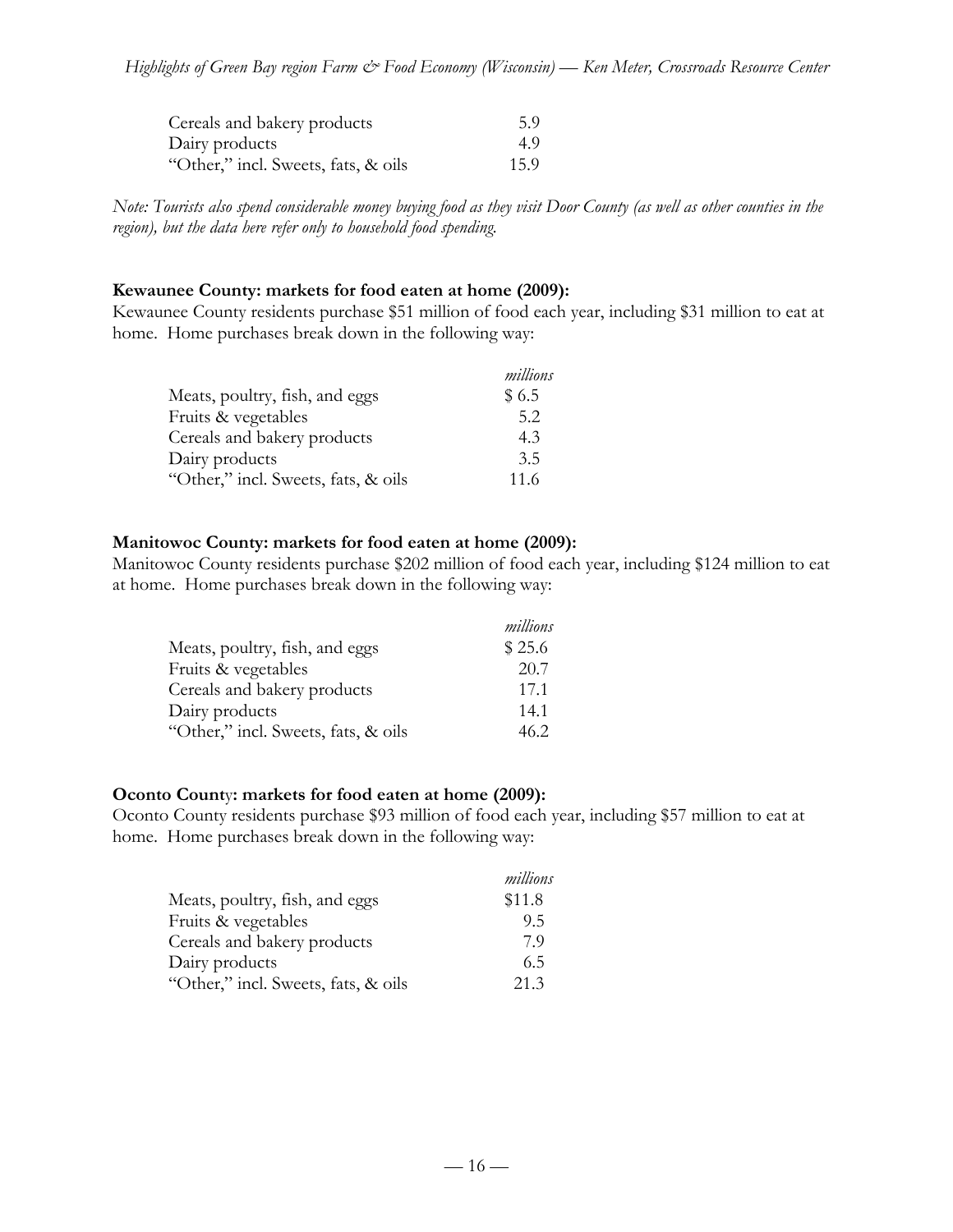| | |
|---|---|
| Cereals and bakery products | 5.9 |
| Dairy products | 4.9 |
| "Other," incl. Sweets, fats, & oils | 15.9 |

*Note: Tourists also spend considerable money buying food as they visit Door County (as well as other counties in the region), but the data here refer only to household food spending.*

**Kewaunee County: markets for food eaten at home (2009):**
Kewaunee County residents purchase $51 million of food each year, including $31 million to eat at home. Home purchases break down in the following way:

| | *millions* |
|---|---|
| Meats, poultry, fish, and eggs | $ 6.5 |
| Fruits & vegetables | 5.2 |
| Cereals and bakery products | 4.3 |
| Dairy products | 3.5 |
| "Other," incl. Sweets, fats, & oils | 11.6 |

**Manitowoc County: markets for food eaten at home (2009):**
Manitowoc County residents purchase $202 million of food each year, including $124 million to eat at home. Home purchases break down in the following way:

| | *millions* |
|---|---|
| Meats, poultry, fish, and eggs | $ 25.6 |
| Fruits & vegetables | 20.7 |
| Cereals and bakery products | 17.1 |
| Dairy products | 14.1 |
| "Other," incl. Sweets, fats, & oils | 46.2 |

**Oconto County: markets for food eaten at home (2009):**
Oconto County residents purchase $93 million of food each year, including $57 million to eat at home. Home purchases break down in the following way:

| | *millions* |
|---|---|
| Meats, poultry, fish, and eggs | $11.8 |
| Fruits & vegetables | 9.5 |
| Cereals and bakery products | 7.9 |
| Dairy products | 6.5 |
| "Other," incl. Sweets, fats, & oils | 21.3 |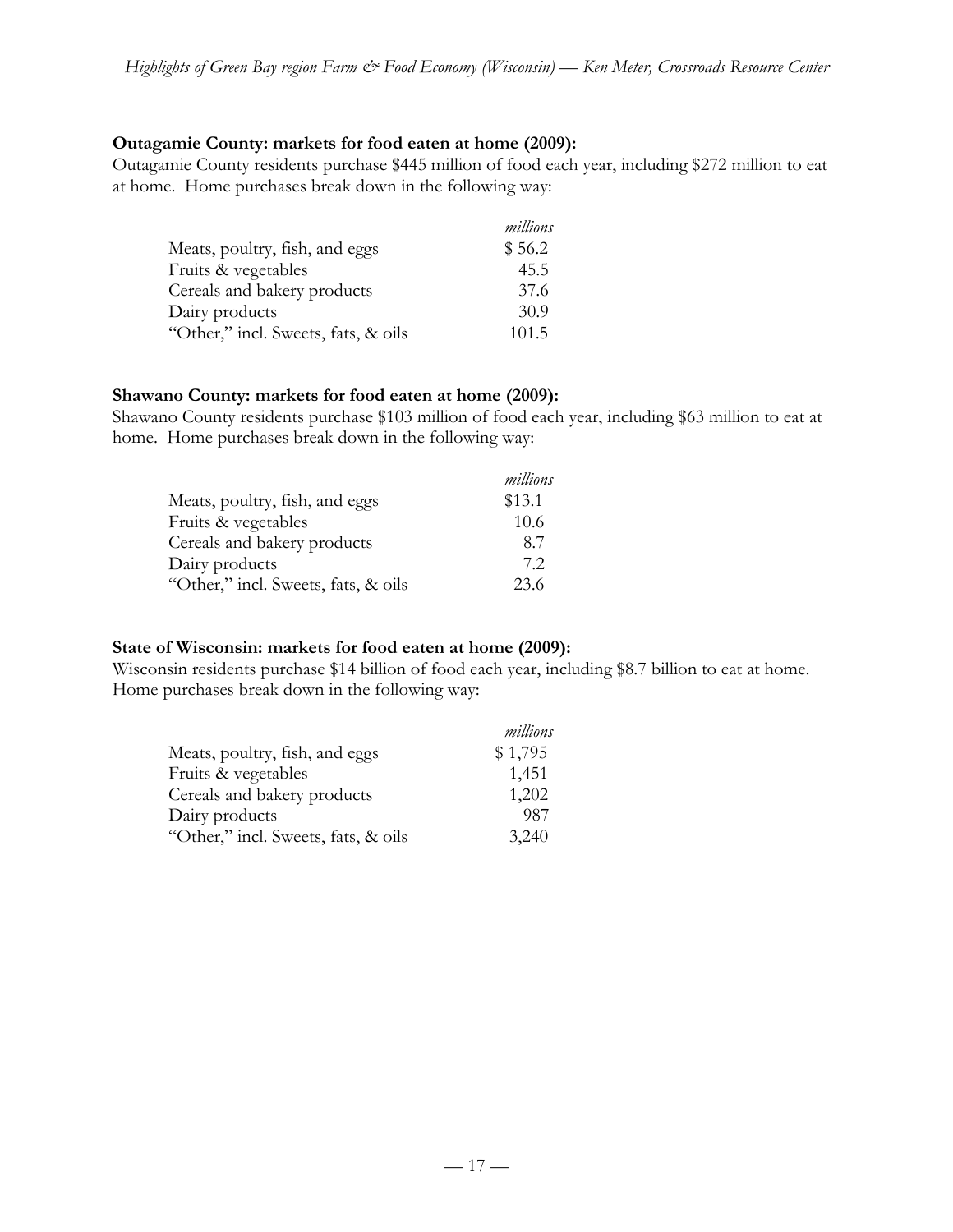**Outagamie County: markets for food eaten at home (2009):**
Outagamie County residents purchase $445 million of food each year, including $272 million to eat at home. Home purchases break down in the following way:

| | *millions* |
|---|---|
| Meats, poultry, fish, and eggs | $ 56.2 |
| Fruits & vegetables | 45.5 |
| Cereals and bakery products | 37.6 |
| Dairy products | 30.9 |
| "Other," incl. Sweets, fats, & oils | 101.5 |

**Shawano County: markets for food eaten at home (2009):**
Shawano County residents purchase $103 million of food each year, including $63 million to eat at home. Home purchases break down in the following way:

| | *millions* |
|---|---|
| Meats, poultry, fish, and eggs | $13.1 |
| Fruits & vegetables | 10.6 |
| Cereals and bakery products | 8.7 |
| Dairy products | 7.2 |
| "Other," incl. Sweets, fats, & oils | 23.6 |

**State of Wisconsin: markets for food eaten at home (2009):**
Wisconsin residents purchase $14 billion of food each year, including $8.7 billion to eat at home. Home purchases break down in the following way:

| | *millions* |
|---|---|
| Meats, poultry, fish, and eggs | $ 1,795 |
| Fruits & vegetables | 1,451 |
| Cereals and bakery products | 1,202 |
| Dairy products | 987 |
| "Other," incl. Sweets, fats, & oils | 3,240 |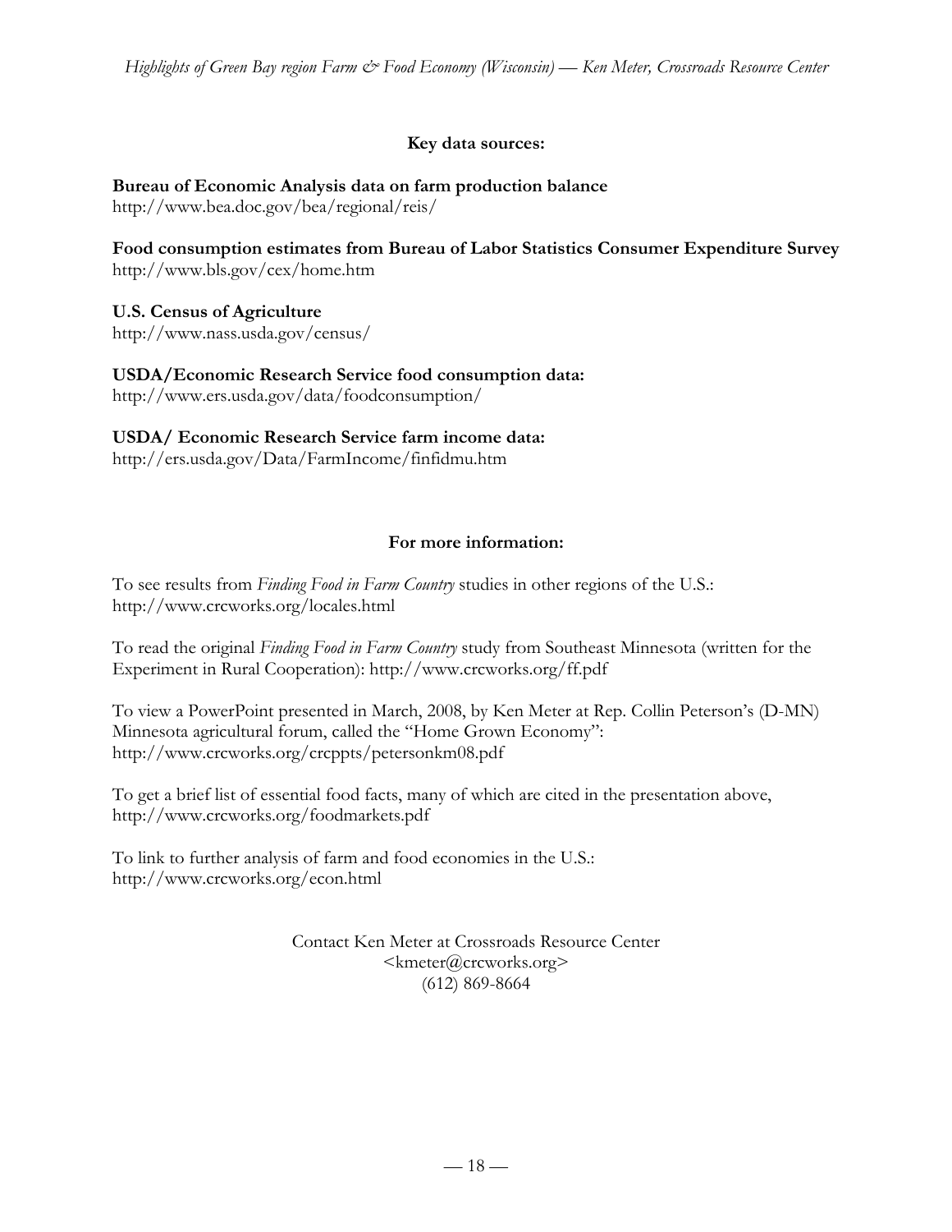### Key data sources:

**Bureau of Economic Analysis data on farm production balance**
http://www.bea.doc.gov/bea/regional/reis/

**Food consumption estimates from Bureau of Labor Statistics Consumer Expenditure Survey**
http://www.bls.gov/cex/home.htm

**U.S. Census of Agriculture**
http://www.nass.usda.gov/census/

**USDA/Economic Research Service food consumption data:**
http://www.ers.usda.gov/data/foodconsumption/

**USDA/ Economic Research Service farm income data:**
http://ers.usda.gov/Data/FarmIncome/finfidmu.htm

### For more information:

To see results from *Finding Food in Farm Country* studies in other regions of the U.S.:
http://www.crcworks.org/locales.html

To read the original *Finding Food in Farm Country* study from Southeast Minnesota (written for the Experiment in Rural Cooperation): http://www.crcworks.org/ff.pdf

To view a PowerPoint presented in March, 2008, by Ken Meter at Rep. Collin Peterson's (D-MN) Minnesota agricultural forum, called the "Home Grown Economy":
http://www.crcworks.org/crcppts/petersonkm08.pdf

To get a brief list of essential food facts, many of which are cited in the presentation above,
http://www.crcworks.org/foodmarkets.pdf

To link to further analysis of farm and food economies in the U.S.:
http://www.crcworks.org/econ.html

Contact Ken Meter at Crossroads Resource Center
<kmeter@crcworks.org>
(612) 869-8664